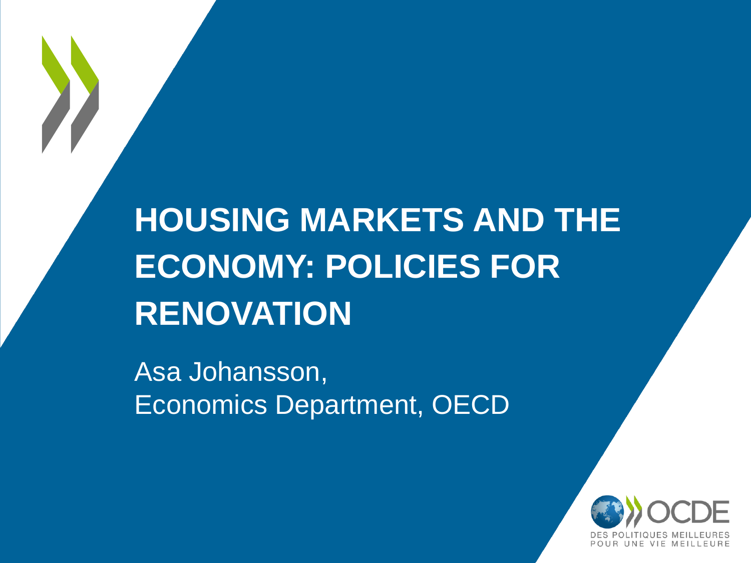# HOUSING MARKETS AND THE ECONOMY: POLICIES FOR RENOVATION

Asa Johansson,
Economics Department, OECD

OCDE
DES POLITIQUES MEILLEURES POUR UNE VIE MEILLEURE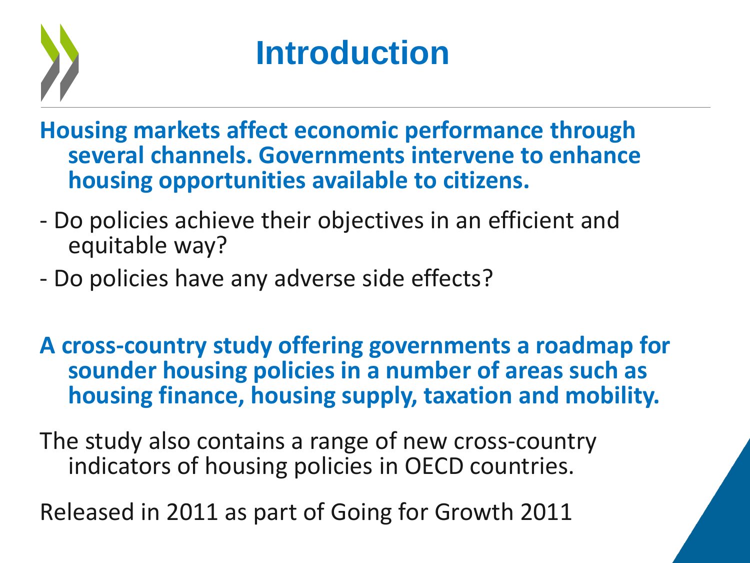# Introduction

**Housing markets affect economic performance through several channels. Governments intervene to enhance housing opportunities available to citizens.**

- Do policies achieve their objectives in an efficient and equitable way?
- Do policies have any adverse side effects?

**A cross-country study offering governments a roadmap for sounder housing policies in a number of areas such as housing finance, housing supply, taxation and mobility.**

The study also contains a range of new cross-country indicators of housing policies in OECD countries.

Released in 2011 as part of Going for Growth 2011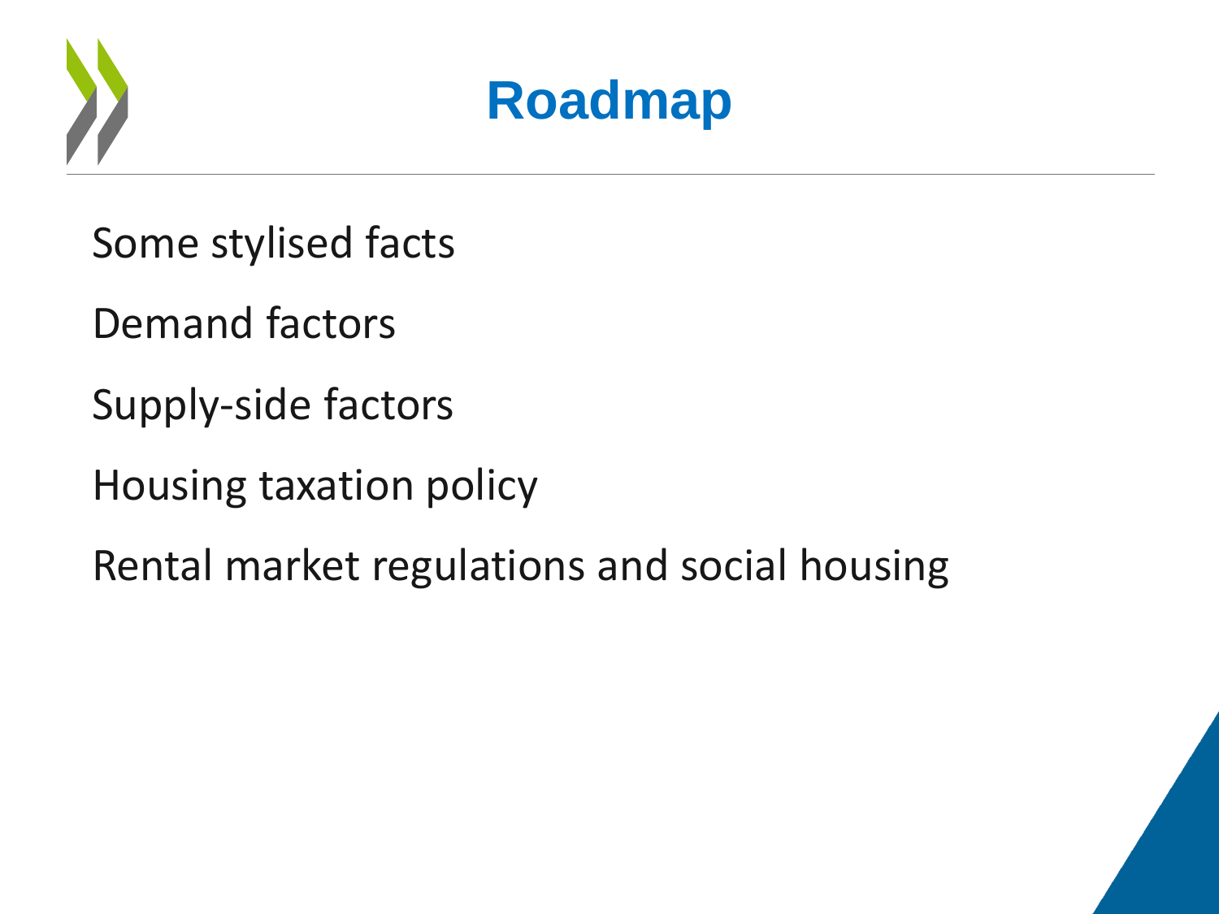# Roadmap

Some stylised facts

Demand factors

Supply-side factors

Housing taxation policy

Rental market regulations and social housing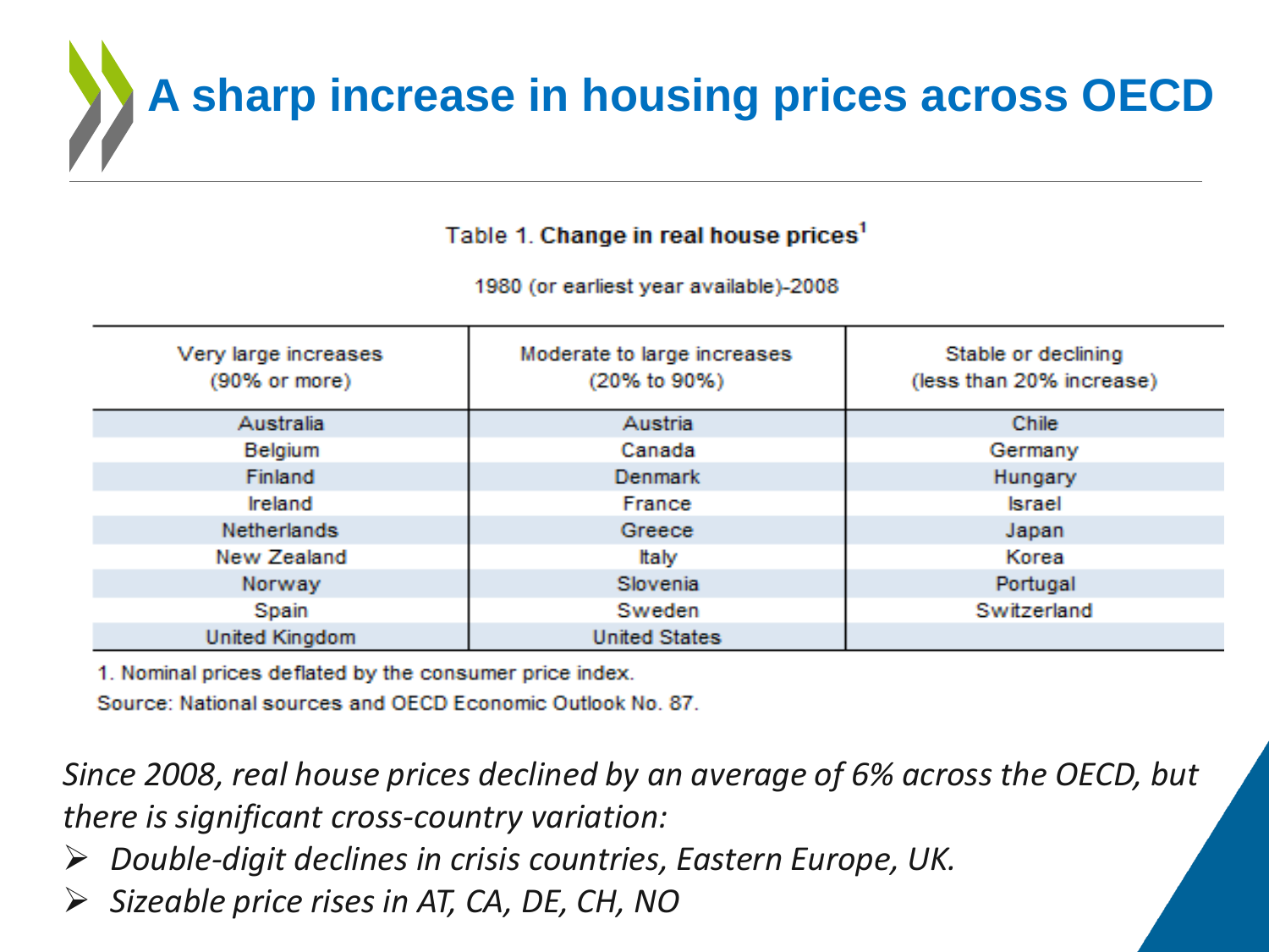# A sharp increase in housing prices across OECD

Table 1. **Change in real house prices**[1]

1980 (or earliest year available)-2008

| Very large increases (90% or more) | Moderate to large increases (20% to 90%) | Stable or declining (less than 20% increase) |
|---|---|---|
| Australia | Austria | Chile |
| Belgium | Canada | Germany |
| Finland | Denmark | Hungary |
| Ireland | France | Israel |
| Netherlands | Greece | Japan |
| New Zealand | Italy | Korea |
| Norway | Slovenia | Portugal |
| Spain | Sweden | Switzerland |
| United Kingdom | United States | |

1. Nominal prices deflated by the consumer price index.

Source: National sources and OECD Economic Outlook No. 87.

*Since 2008, real house prices declined by an average of 6% across the OECD, but there is significant cross-country variation:*

- *Double-digit declines in crisis countries, Eastern Europe, UK.*
- *Sizeable price rises in AT, CA, DE, CH, NO*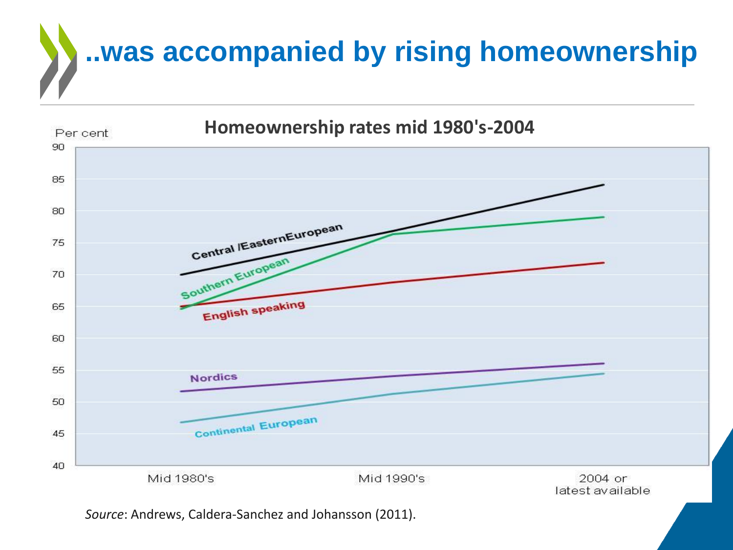# ..was accompanied by rising homeownership

**Homeownership rates mid 1980's-2004**

Per cent

Central /EasternEuropean

Southern European

English speaking

Nordics

Continental European

Mid 1980's | Mid 1990's | 2004 or latest available

*Source*: Andrews, Caldera-Sanchez and Johansson (2011).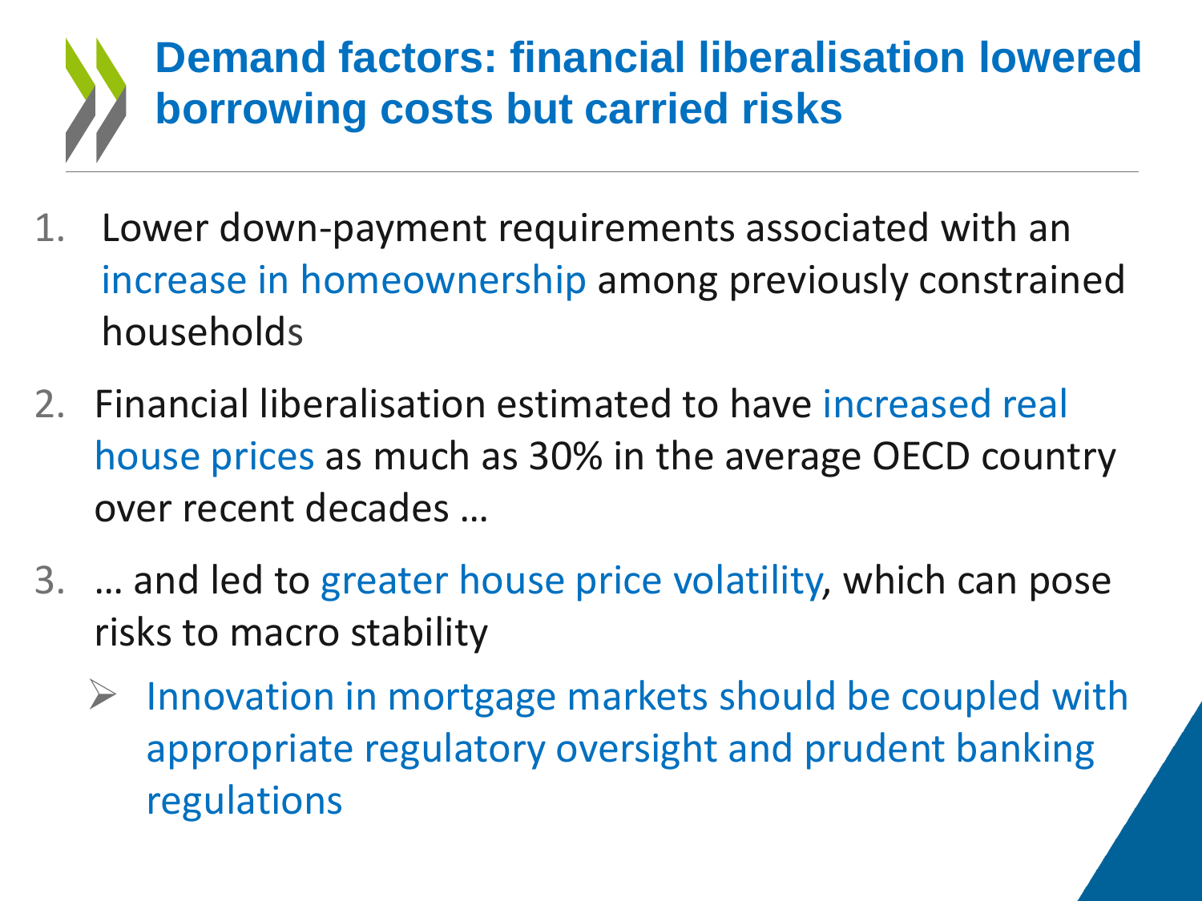# Demand factors: financial liberalisation lowered borrowing costs but carried risks

1. Lower down-payment requirements associated with an increase in homeownership among previously constrained households
2. Financial liberalisation estimated to have increased real house prices as much as 30% in the average OECD country over recent decades …
3. … and led to greater house price volatility, which can pose risks to macro stability
   - Innovation in mortgage markets should be coupled with appropriate regulatory oversight and prudent banking regulations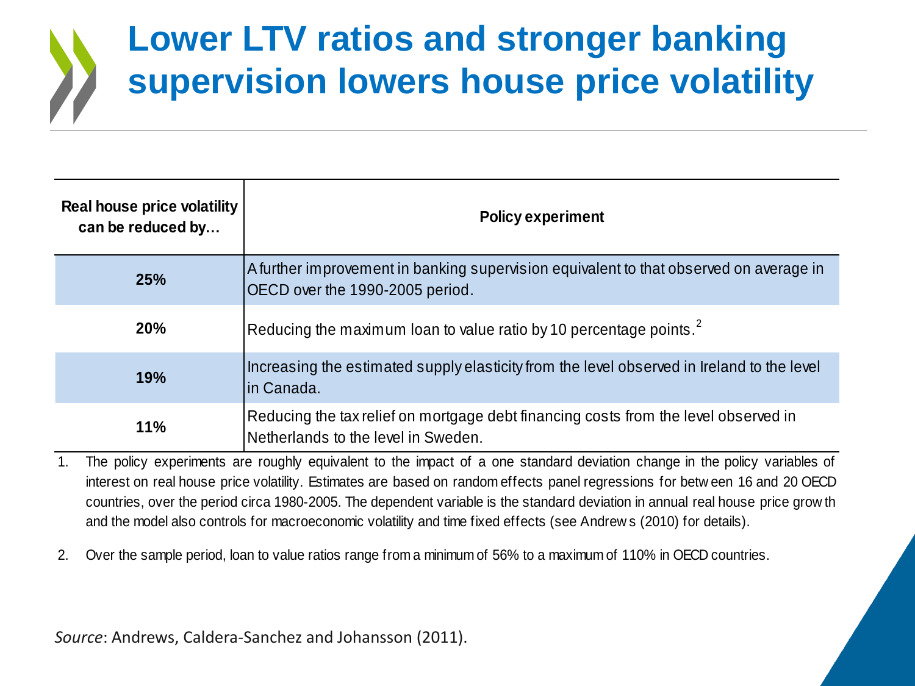# Lower LTV ratios and stronger banking supervision lowers house price volatility

| Real house price volatility can be reduced by… | Policy experiment |
|---|---|
| **25%** | A further improvement in banking supervision equivalent to that observed on average in OECD over the 1990-2005 period. |
| **20%** | Reducing the maximum loan to value ratio by 10 percentage points.[2] |
| **19%** | Increasing the estimated supply elasticity from the level observed in Ireland to the level in Canada. |
| **11%** | Reducing the tax relief on mortgage debt financing costs from the level observed in Netherlands to the level in Sweden. |

1. The policy experiments are roughly equivalent to the impact of a one standard deviation change in the policy variables of interest on real house price volatility. Estimates are based on random effects panel regressions for between 16 and 20 OECD countries, over the period circa 1980-2005. The dependent variable is the standard deviation in annual real house price growth and the model also controls for macroeconomic volatility and time fixed effects (see Andrews (2010) for details).

2. Over the sample period, loan to value ratios range from a minimum of 56% to a maximum of 110% in OECD countries.

*Source*: Andrews, Caldera-Sanchez and Johansson (2011).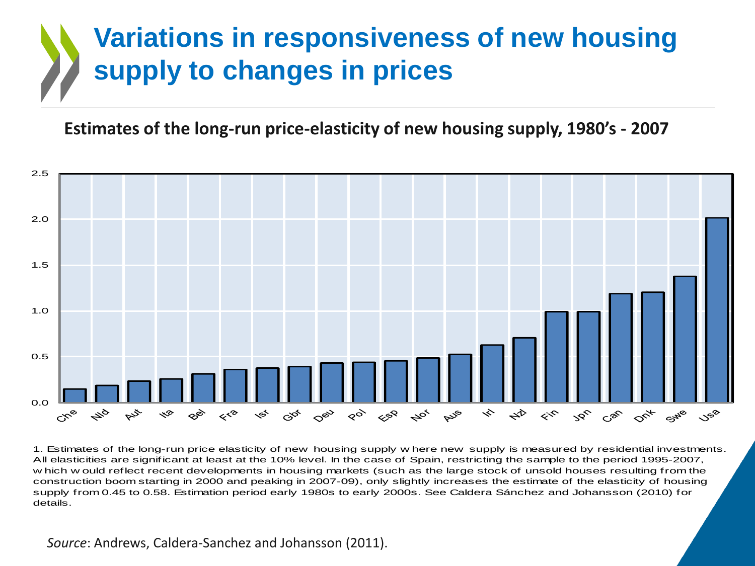# Variations in responsiveness of new housing supply to changes in prices

**Estimates of the long-run price-elasticity of new housing supply, 1980's - 2007**

1. Estimates of the long-run price elasticity of new housing supply where new supply is measured by residential investments. All elasticities are significant at least at the 10% level. In the case of Spain, restricting the sample to the period 1995-2007, which would reflect recent developments in housing markets (such as the large stock of unsold houses resulting from the construction boom starting in 2000 and peaking in 2007-09), only slightly increases the estimate of the elasticity of housing supply from 0.45 to 0.58. Estimation period early 1980s to early 2000s. See Caldera Sánchez and Johansson (2010) for details.

*Source*: Andrews, Caldera-Sanchez and Johansson (2011).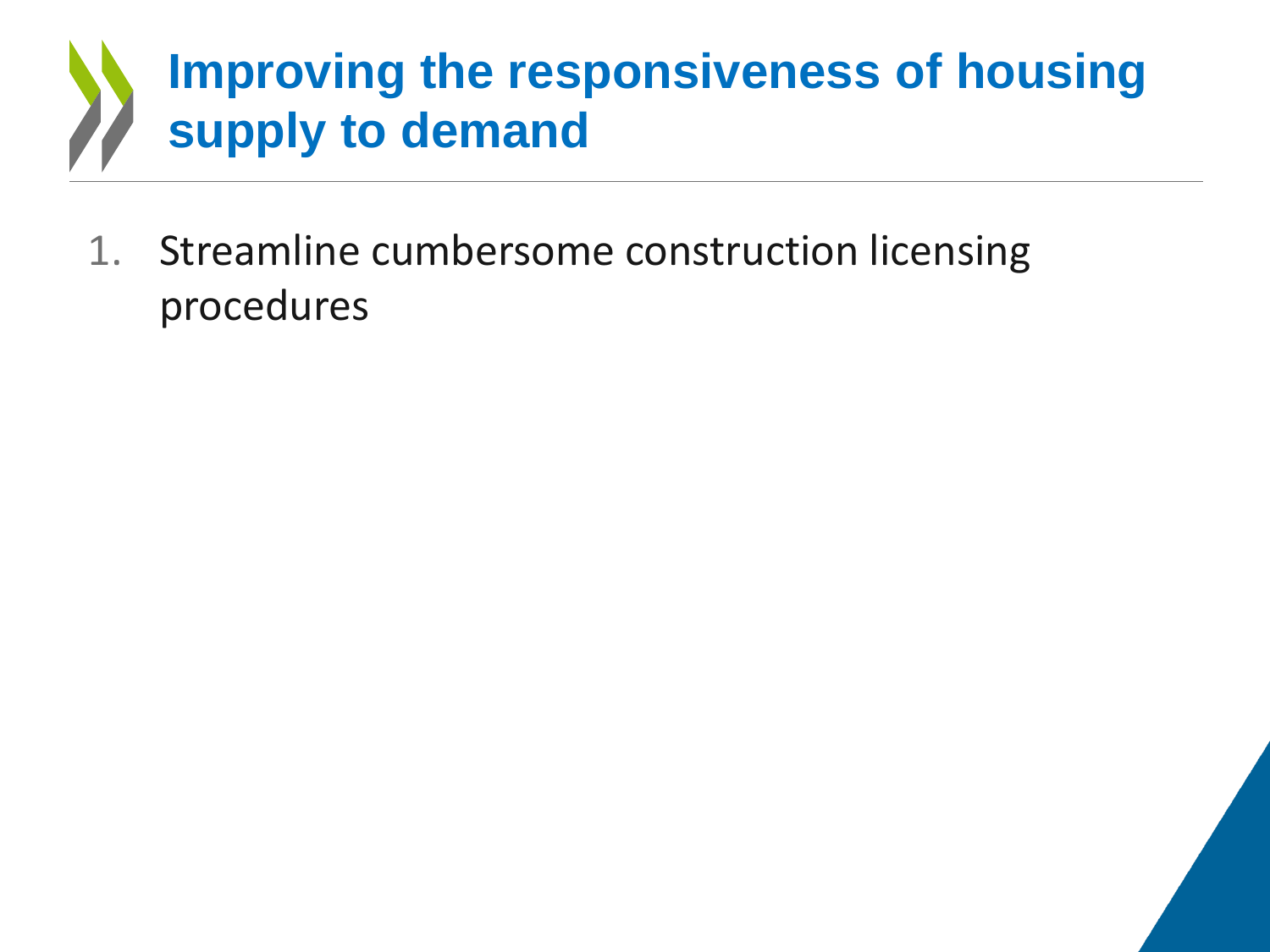# Improving the responsiveness of housing supply to demand

1. Streamline cumbersome construction licensing procedures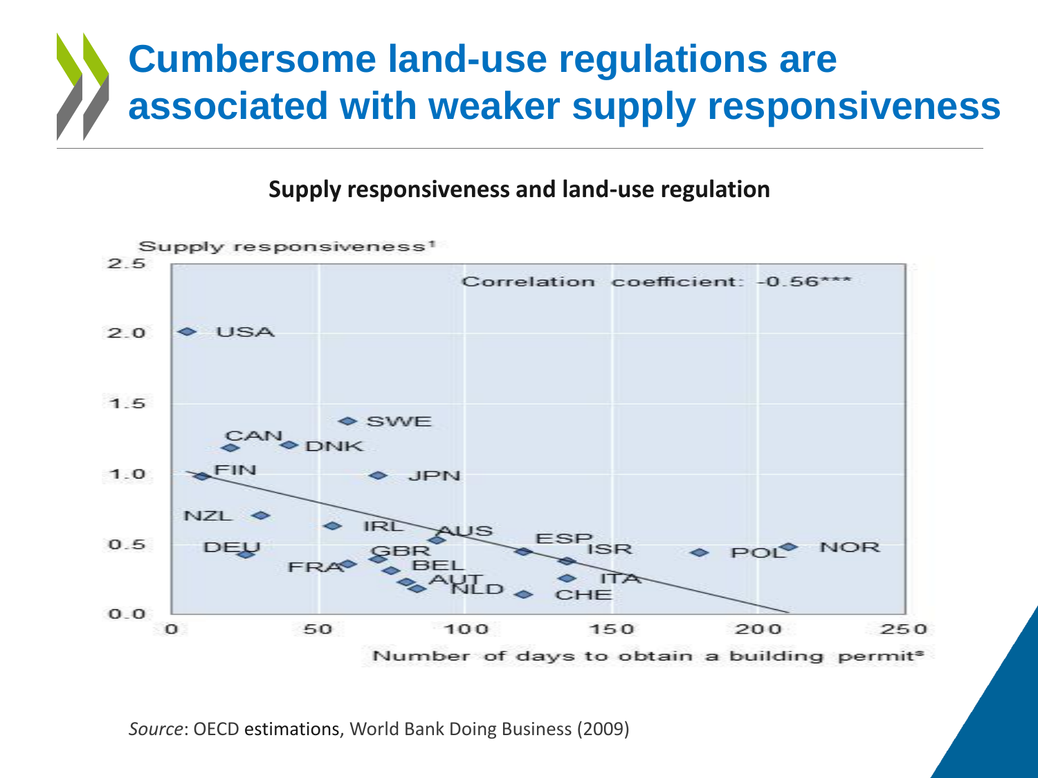# Cumbersome land-use regulations are associated with weaker supply responsiveness

**Supply responsiveness and land-use regulation**

Supply responsiveness[1]

Correlation coefficient: -0.56***

Number of days to obtain a building permit[a]

*Source*: OECD estimations, World Bank Doing Business (2009)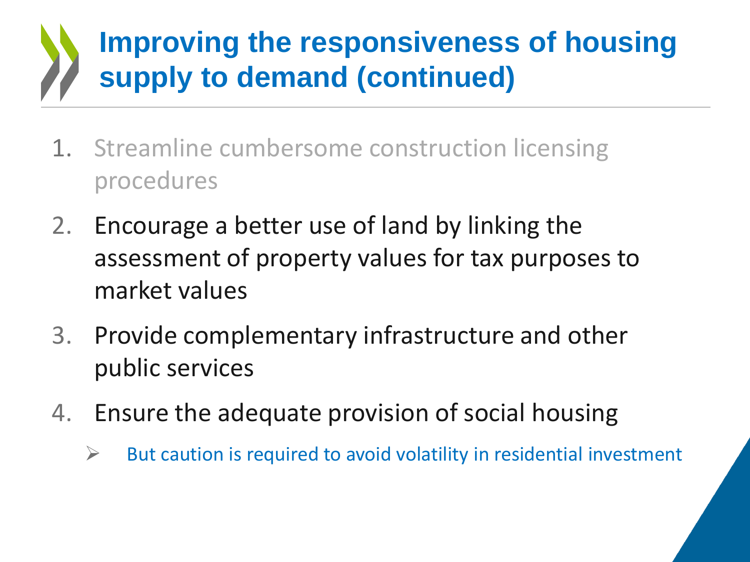# Improving the responsiveness of housing supply to demand (continued)

1. Streamline cumbersome construction licensing procedures
2. Encourage a better use of land by linking the assessment of property values for tax purposes to market values
3. Provide complementary infrastructure and other public services
4. Ensure the adequate provision of social housing
   - But caution is required to avoid volatility in residential investment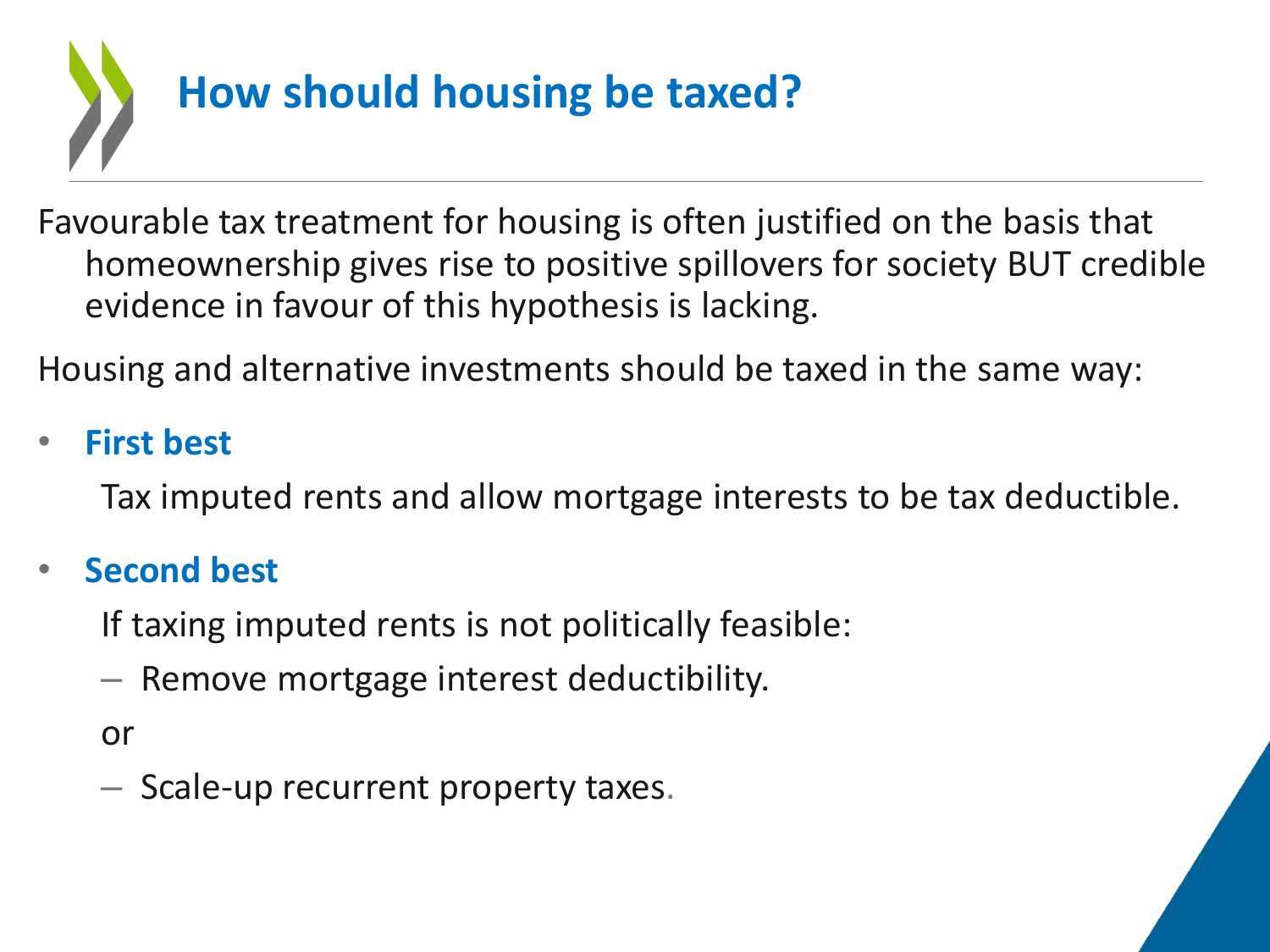# How should housing be taxed?

Favourable tax treatment for housing is often justified on the basis that homeownership gives rise to positive spillovers for society BUT credible evidence in favour of this hypothesis is lacking.

Housing and alternative investments should be taxed in the same way:

- **First best**

  Tax imputed rents and allow mortgage interests to be tax deductible.

- **Second best**

  If taxing imputed rents is not politically feasible:

  - Remove mortgage interest deductibility.

  or

  - Scale-up recurrent property taxes.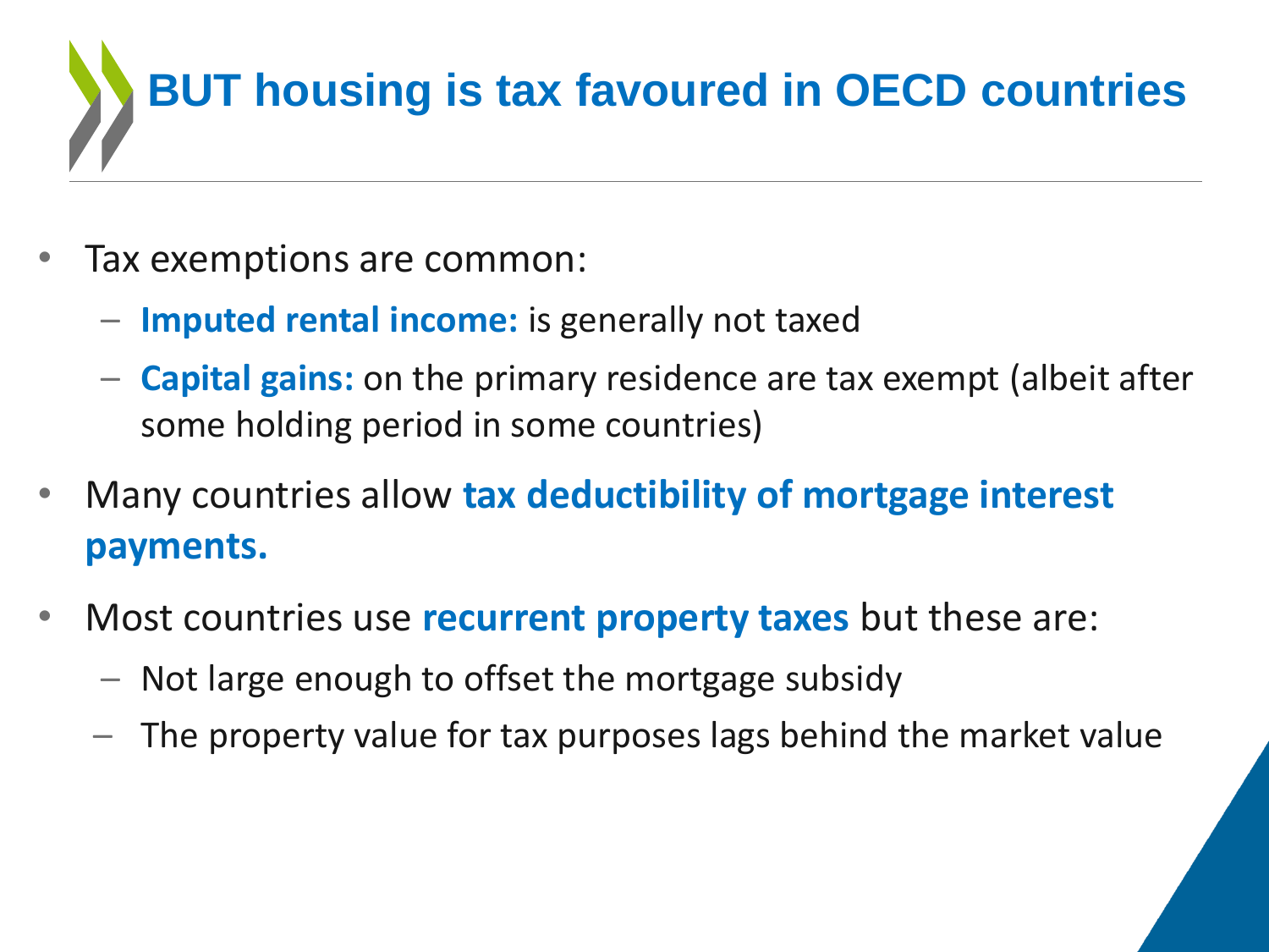# BUT housing is tax favoured in OECD countries

- Tax exemptions are common:
  - **Imputed rental income:** is generally not taxed
  - **Capital gains:** on the primary residence are tax exempt (albeit after some holding period in some countries)
- Many countries allow **tax deductibility of mortgage interest payments.**
- Most countries use **recurrent property taxes** but these are:
  - Not large enough to offset the mortgage subsidy
  - The property value for tax purposes lags behind the market value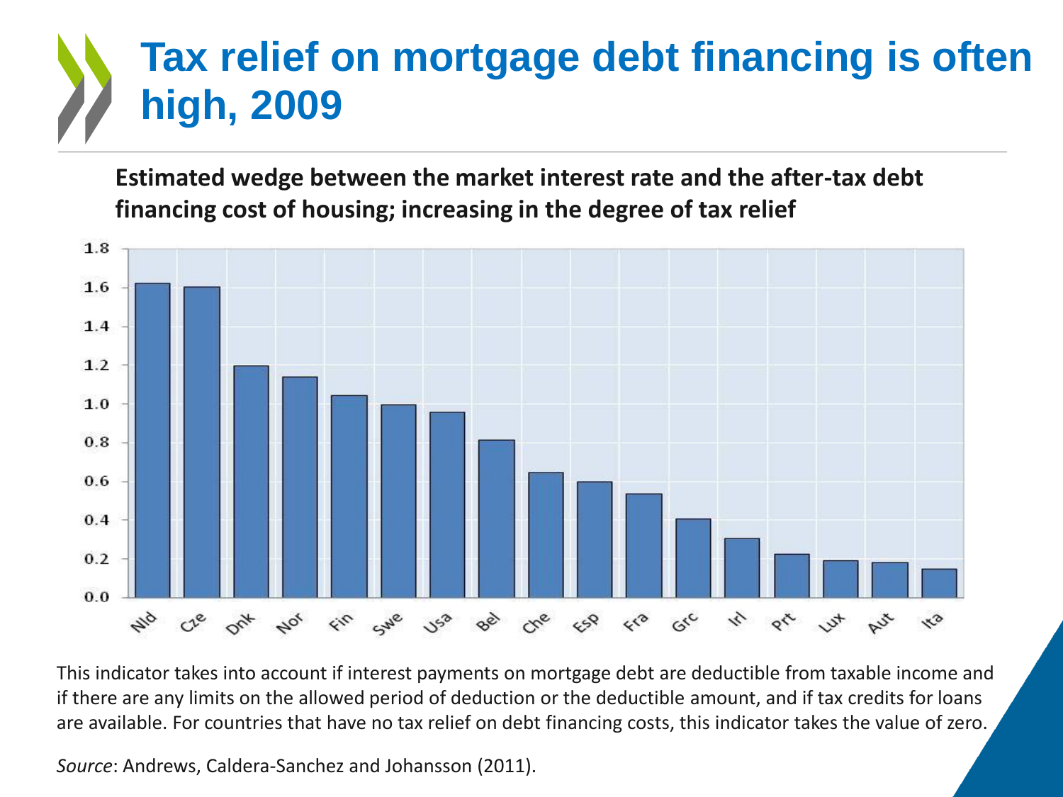# Tax relief on mortgage debt financing is often high, 2009

**Estimated wedge between the market interest rate and the after-tax debt financing cost of housing; increasing in the degree of tax relief**

This indicator takes into account if interest payments on mortgage debt are deductible from taxable income and if there are any limits on the allowed period of deduction or the deductible amount, and if tax credits for loans are available. For countries that have no tax relief on debt financing costs, this indicator takes the value of zero.

*Source*: Andrews, Caldera-Sanchez and Johansson (2011).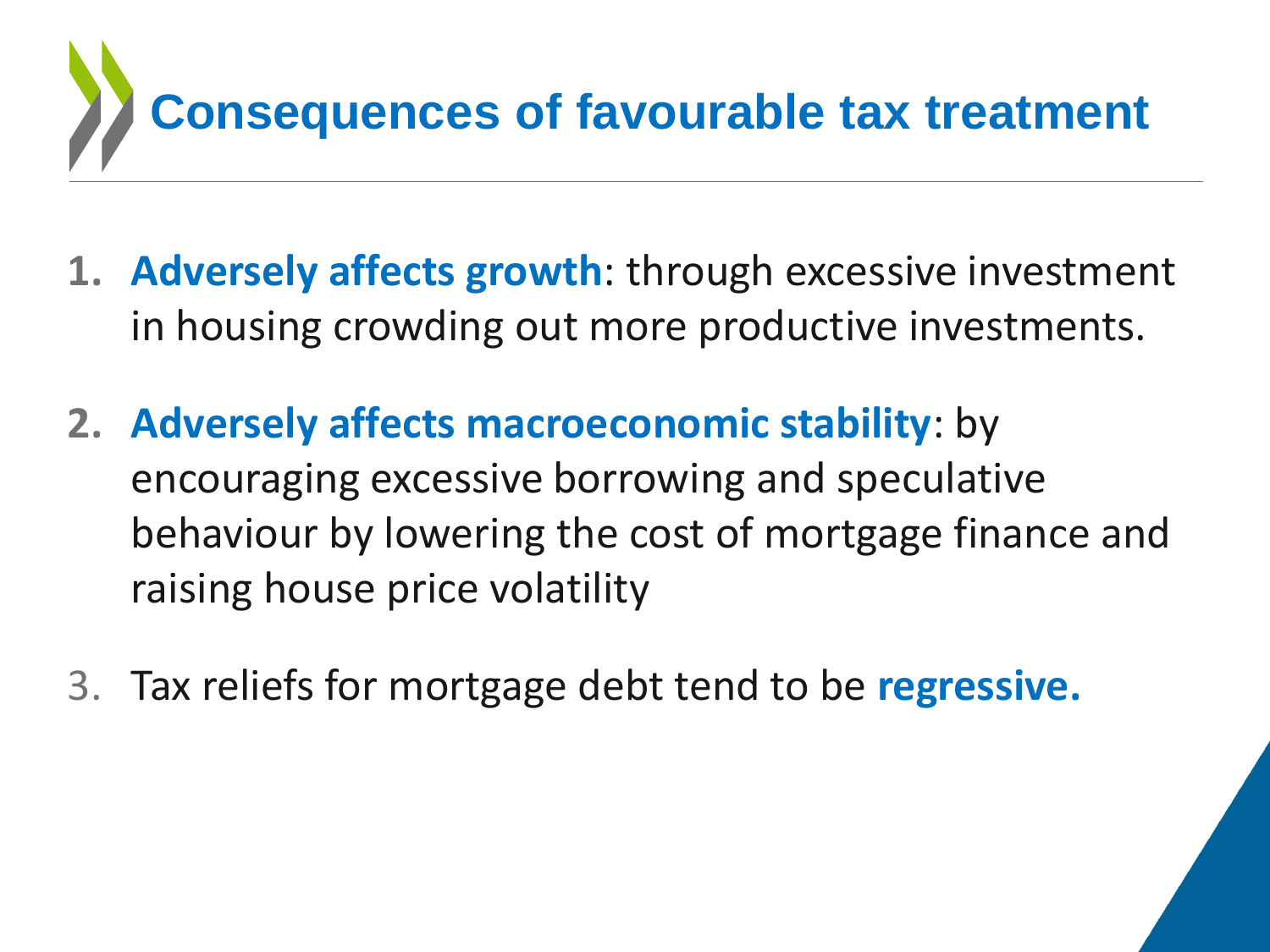# Consequences of favourable tax treatment

1. **Adversely affects growth**: through excessive investment in housing crowding out more productive investments.
2. **Adversely affects macroeconomic stability**: by encouraging excessive borrowing and speculative behaviour by lowering the cost of mortgage finance and raising house price volatility
3. Tax reliefs for mortgage debt tend to be **regressive.**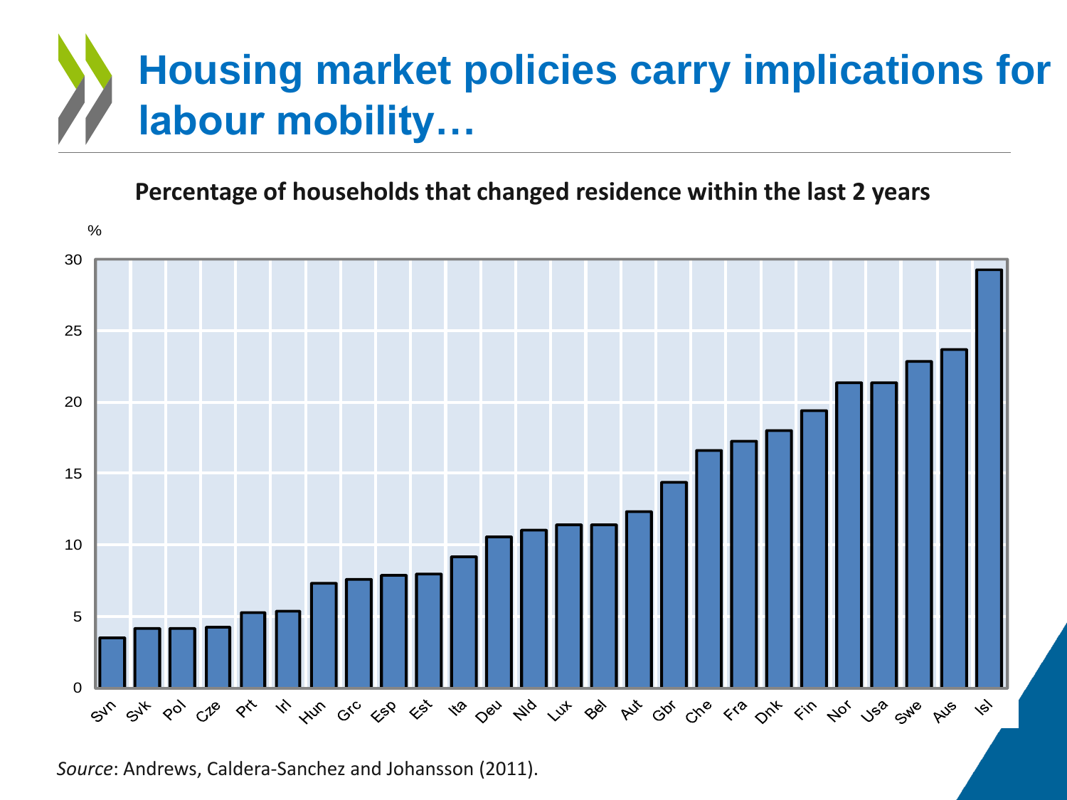# Housing market policies carry implications for labour mobility…

**Percentage of households that changed residence within the last 2 years**

Source: Andrews, Caldera-Sanchez and Johansson (2011).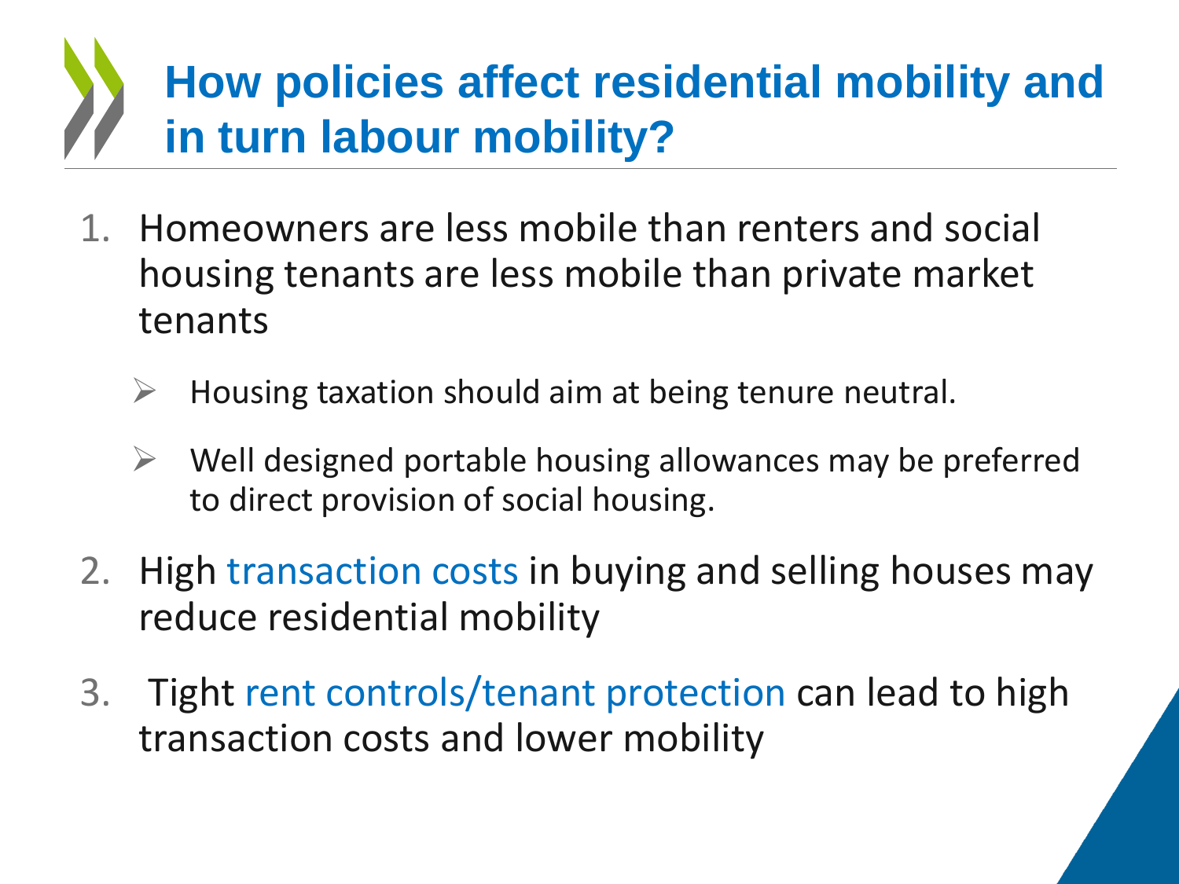# How policies affect residential mobility and in turn labour mobility?

1. Homeowners are less mobile than renters and social housing tenants are less mobile than private market tenants
   - Housing taxation should aim at being tenure neutral.
   - Well designed portable housing allowances may be preferred to direct provision of social housing.
2. High transaction costs in buying and selling houses may reduce residential mobility
3. Tight rent controls/tenant protection can lead to high transaction costs and lower mobility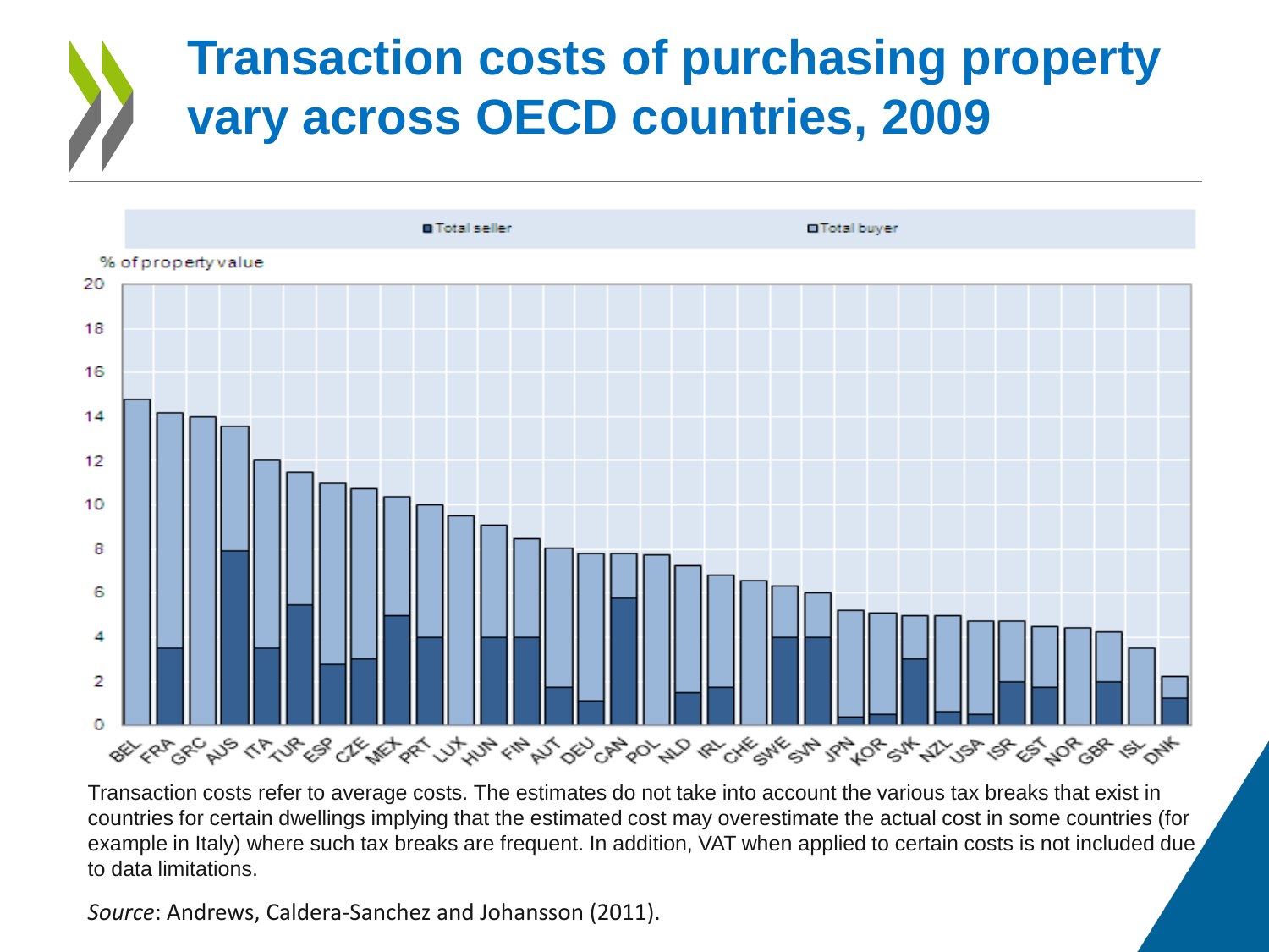# Transaction costs of purchasing property vary across OECD countries, 2009

Transaction costs refer to average costs. The estimates do not take into account the various tax breaks that exist in countries for certain dwellings implying that the estimated cost may overestimate the actual cost in some countries (for example in Italy) where such tax breaks are frequent. In addition, VAT when applied to certain costs is not included due to data limitations.

*Source*: Andrews, Caldera-Sanchez and Johansson (2011).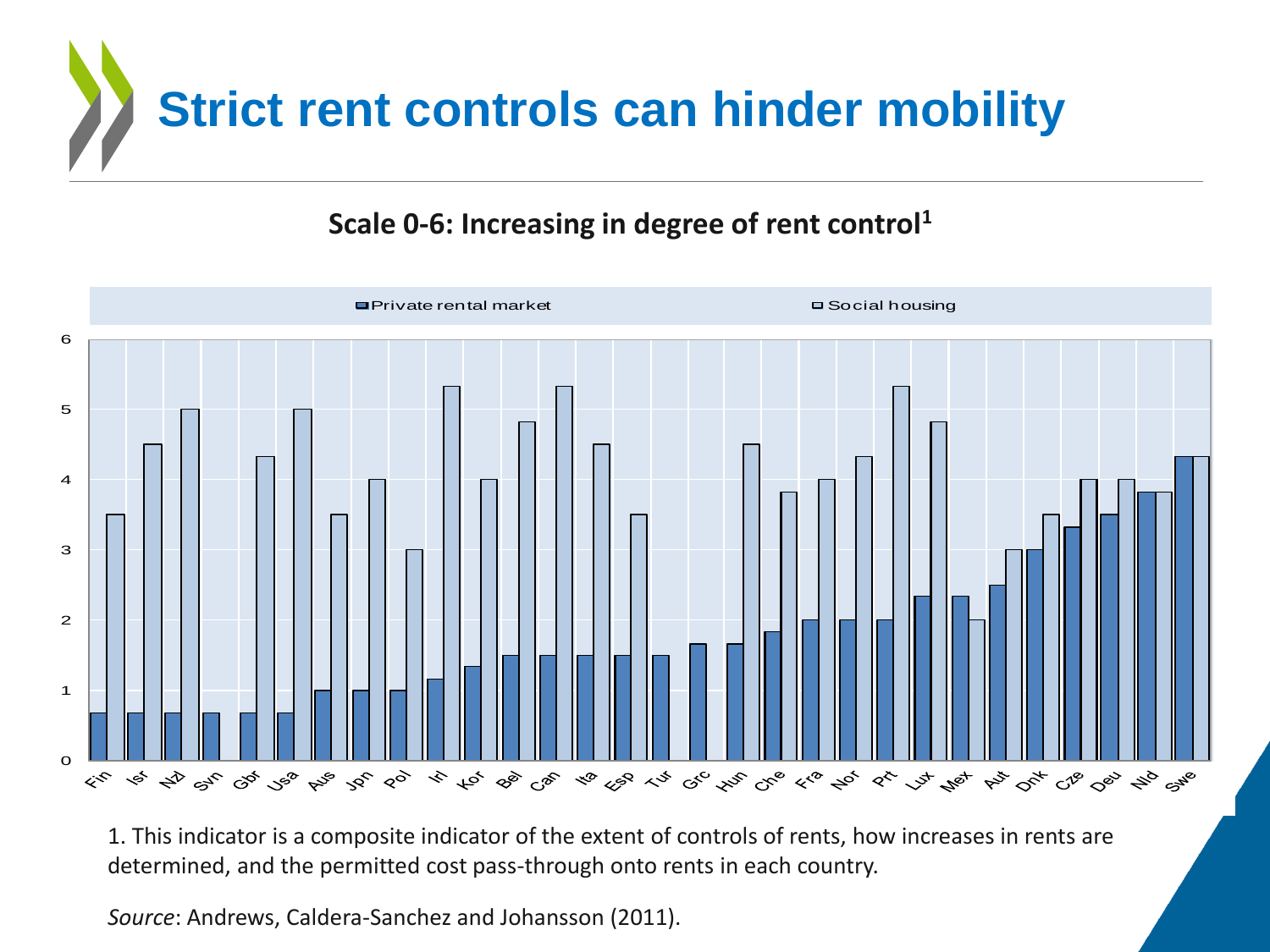# Strict rent controls can hinder mobility

**Scale 0-6: Increasing in degree of rent control[1]**

1. This indicator is a composite indicator of the extent of controls of rents, how increases in rents are determined, and the permitted cost pass-through onto rents in each country.

*Source*: Andrews, Caldera-Sanchez and Johansson (2011).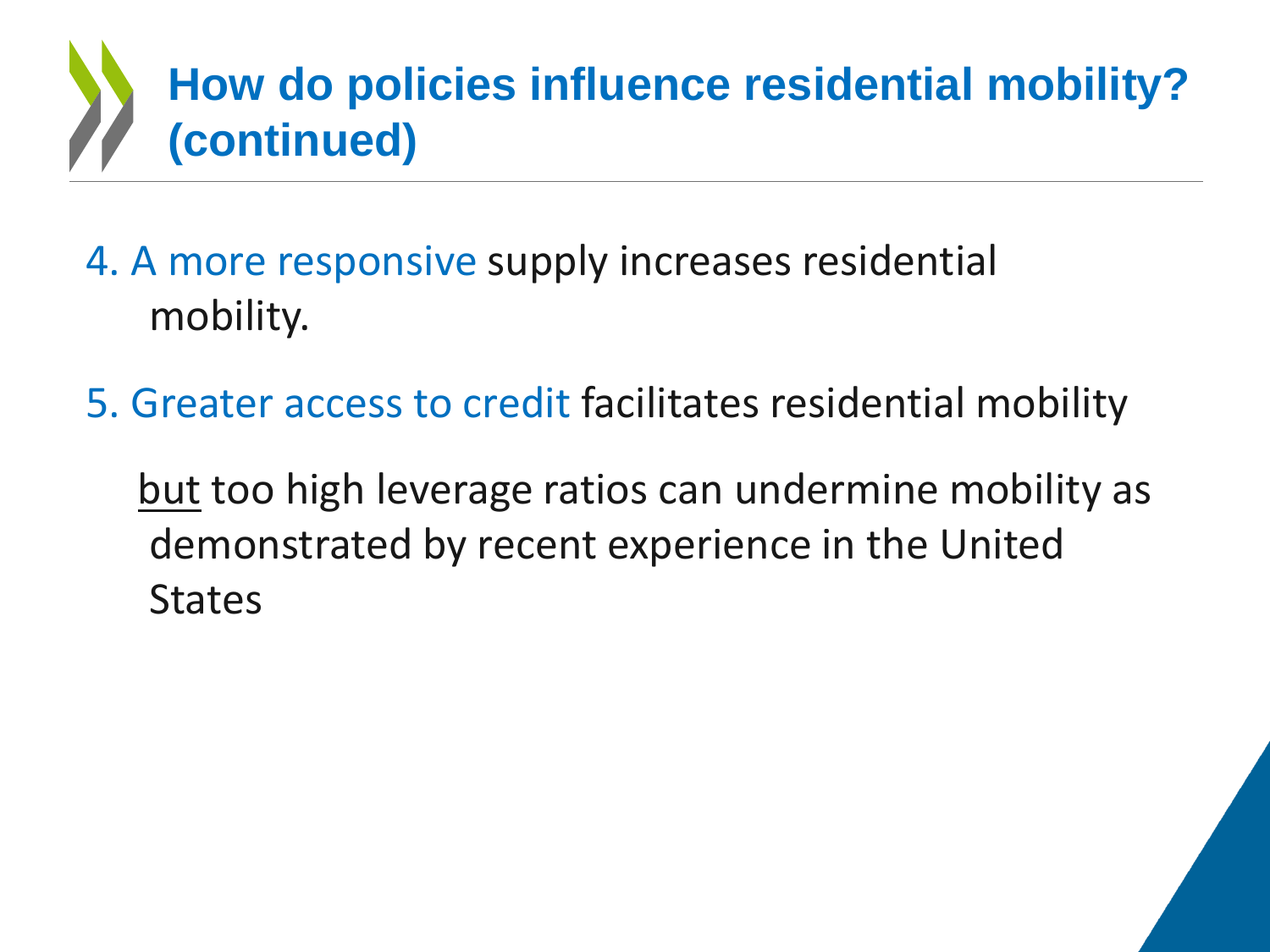# How do policies influence residential mobility? (continued)

4. A more responsive supply increases residential mobility.

5. Greater access to credit facilitates residential mobility

   but too high leverage ratios can undermine mobility as demonstrated by recent experience in the United States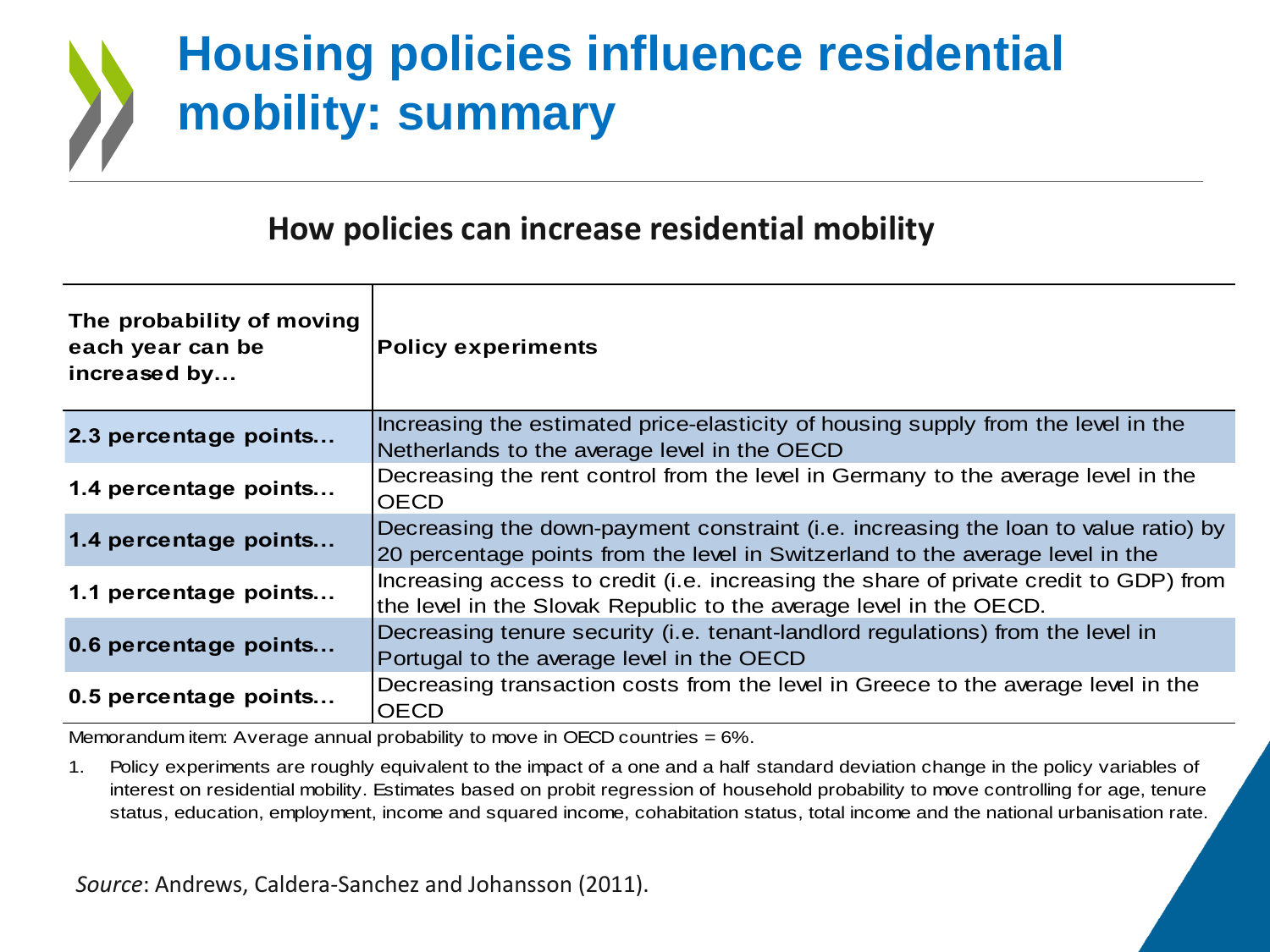# Housing policies influence residential mobility: summary

## How policies can increase residential mobility

| The probability of moving each year can be increased by... | Policy experiments |
|---|---|
| **2.3 percentage points...** | Increasing the estimated price-elasticity of housing supply from the level in the Netherlands to the average level in the OECD |
| **1.4 percentage points...** | Decreasing the rent control from the level in Germany to the average level in the OECD |
| **1.4 percentage points...** | Decreasing the down-payment constraint (i.e. increasing the loan to value ratio) by 20 percentage points from the level in Switzerland to the average level in the |
| **1.1 percentage points...** | Increasing access to credit (i.e. increasing the share of private credit to GDP) from the level in the Slovak Republic to the average level in the OECD. |
| **0.6 percentage points...** | Decreasing tenure security (i.e. tenant-landlord regulations) from the level in Portugal to the average level in the OECD |
| **0.5 percentage points...** | Decreasing transaction costs from the level in Greece to the average level in the OECD |

Memorandum item: Average annual probability to move in OECD countries = 6%.

1. Policy experiments are roughly equivalent to the impact of a one and a half standard deviation change in the policy variables of interest on residential mobility. Estimates based on probit regression of household probability to move controlling for age, tenure status, education, employment, income and squared income, cohabitation status, total income and the national urbanisation rate.

*Source*: Andrews, Caldera-Sanchez and Johansson (2011).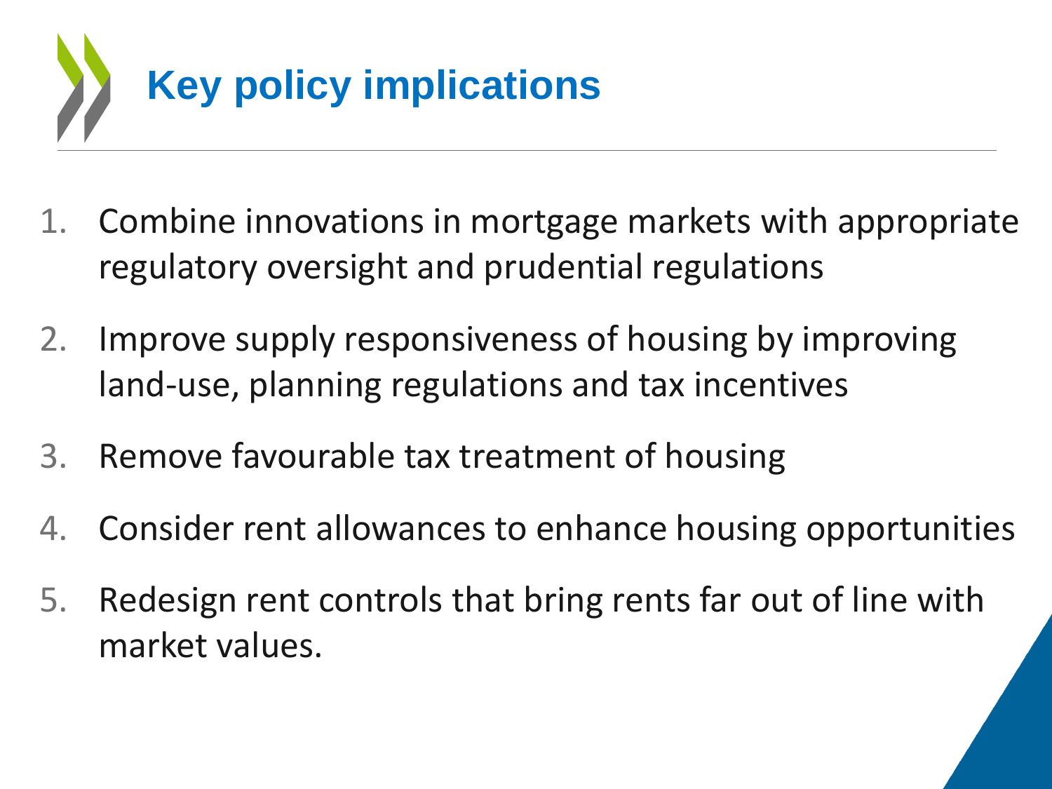# Key policy implications

1. Combine innovations in mortgage markets with appropriate regulatory oversight and prudential regulations
2. Improve supply responsiveness of housing by improving land-use, planning regulations and tax incentives
3. Remove favourable tax treatment of housing
4. Consider rent allowances to enhance housing opportunities
5. Redesign rent controls that bring rents far out of line with market values.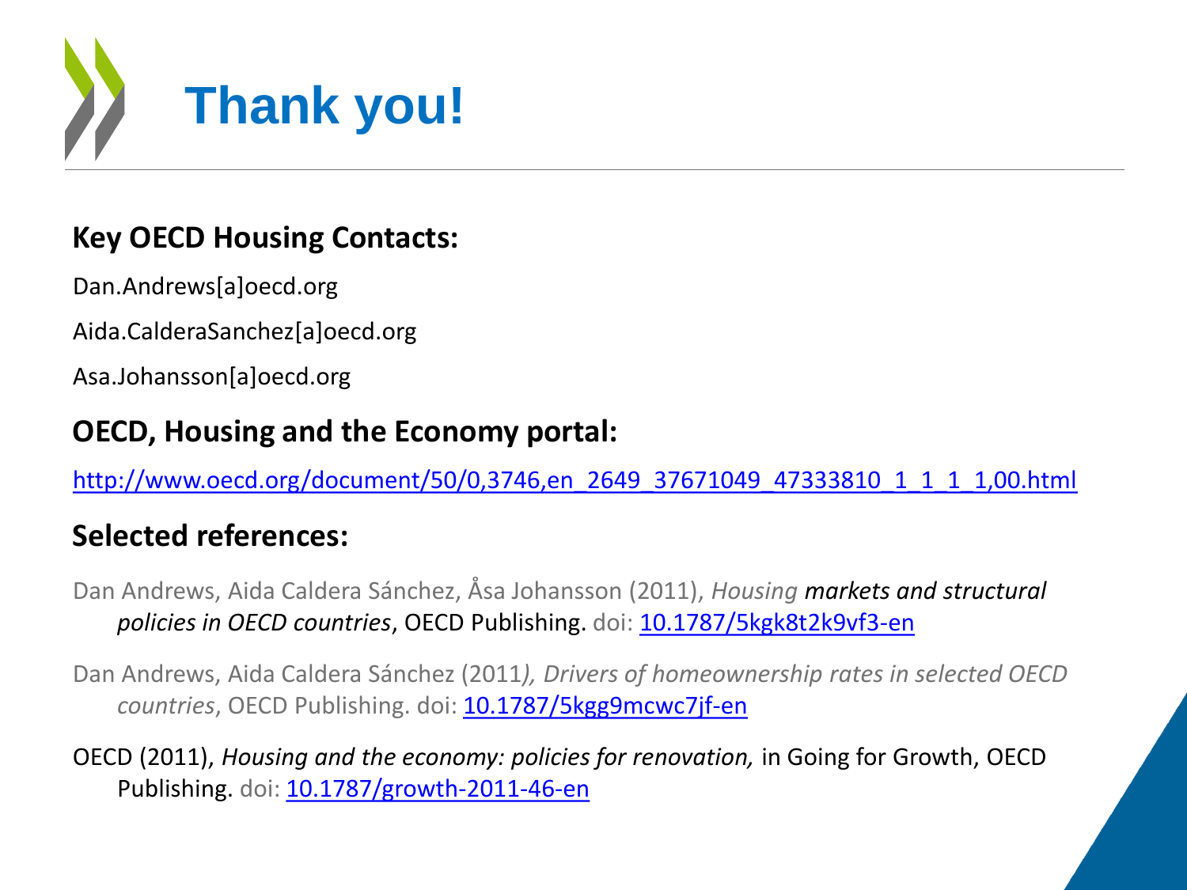# Thank you!

## Key OECD Housing Contacts:

Dan.Andrews[a]oecd.org

Aida.CalderaSanchez[a]oecd.org

Asa.Johansson[a]oecd.org

## OECD, Housing and the Economy portal:

http://www.oecd.org/document/50/0,3746,en_2649_37671049_47333810_1_1_1_1,00.html

## Selected references:

Dan Andrews, Aida Caldera Sánchez, Åsa Johansson (2011), *Housing markets and structural policies in OECD countries*, OECD Publishing. doi: 10.1787/5kgk8t2k9vf3-en

Dan Andrews, Aida Caldera Sánchez (2011*), Drivers of homeownership rates in selected OECD countries*, OECD Publishing. doi: 10.1787/5kgg9mcwc7jf-en

OECD (2011), *Housing and the economy: policies for renovation,* in Going for Growth, OECD Publishing. doi: 10.1787/growth-2011-46-en